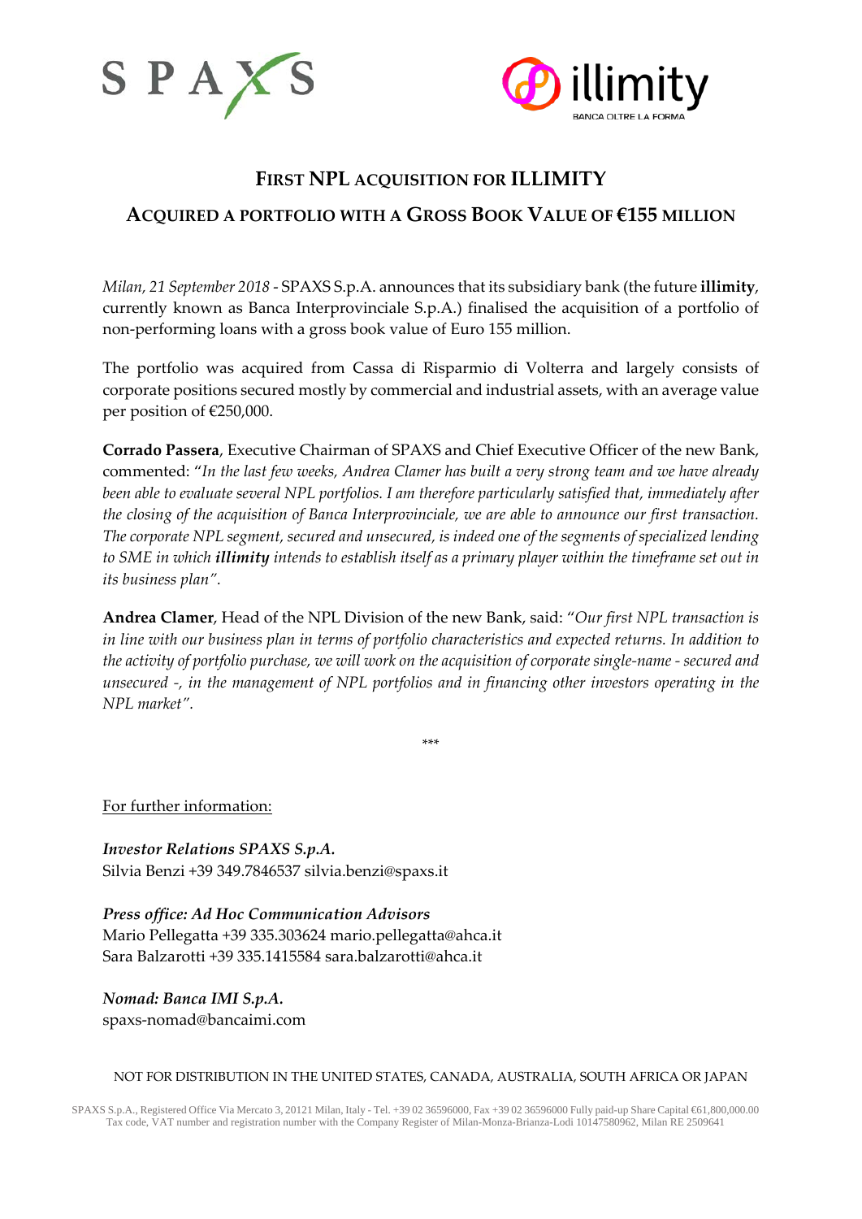# First NPL acquisition for ILLIMITY

## Acquired a portfolio with a Gross Book Value of €155 million

*Milan, 21 September 2018* - SPAXS S.p.A. announces that its subsidiary bank (the future **illimity**, currently known as Banca Interprovinciale S.p.A.) finalised the acquisition of a portfolio of non-performing loans with a gross book value of Euro 155 million.

The portfolio was acquired from Cassa di Risparmio di Volterra and largely consists of corporate positions secured mostly by commercial and industrial assets, with an average value per position of €250,000.

**Corrado Passera**, Executive Chairman of SPAXS and Chief Executive Officer of the new Bank, commented: "*In the last few weeks, Andrea Clamer has built a very strong team and we have already been able to evaluate several NPL portfolios. I am therefore particularly satisfied that, immediately after the closing of the acquisition of Banca Interprovinciale, we are able to announce our first transaction. The corporate NPL segment, secured and unsecured, is indeed one of the segments of specialized lending to SME in which **illimity** intends to establish itself as a primary player within the timeframe set out in its business plan*".

**Andrea Clamer**, Head of the NPL Division of the new Bank, said: "*Our first NPL transaction is in line with our business plan in terms of portfolio characteristics and expected returns. In addition to the activity of portfolio purchase, we will work on the acquisition of corporate single-name - secured and unsecured -, in the management of NPL portfolios and in financing other investors operating in the NPL market*".

\*\*\*

For further information:

***Investor Relations SPAXS S.p.A.***
Silvia Benzi +39 349.7846537 silvia.benzi@spaxs.it

***Press office: Ad Hoc Communication Advisors***
Mario Pellegatta +39 335.303624 mario.pellegatta@ahca.it
Sara Balzarotti +39 335.1415584 sara.balzarotti@ahca.it

***Nomad: Banca IMI S.p.A.***
spaxs-nomad@bancaimi.com

NOT FOR DISTRIBUTION IN THE UNITED STATES, CANADA, AUSTRALIA, SOUTH AFRICA OR JAPAN

SPAXS S.p.A., Registered Office Via Mercato 3, 20121 Milan, Italy - Tel. +39 02 36596000, Fax +39 02 36596000 Fully paid-up Share Capital €61,800,000.00
Tax code, VAT number and registration number with the Company Register of Milan-Monza-Brianza-Lodi 10147580962, Milan RE 2509641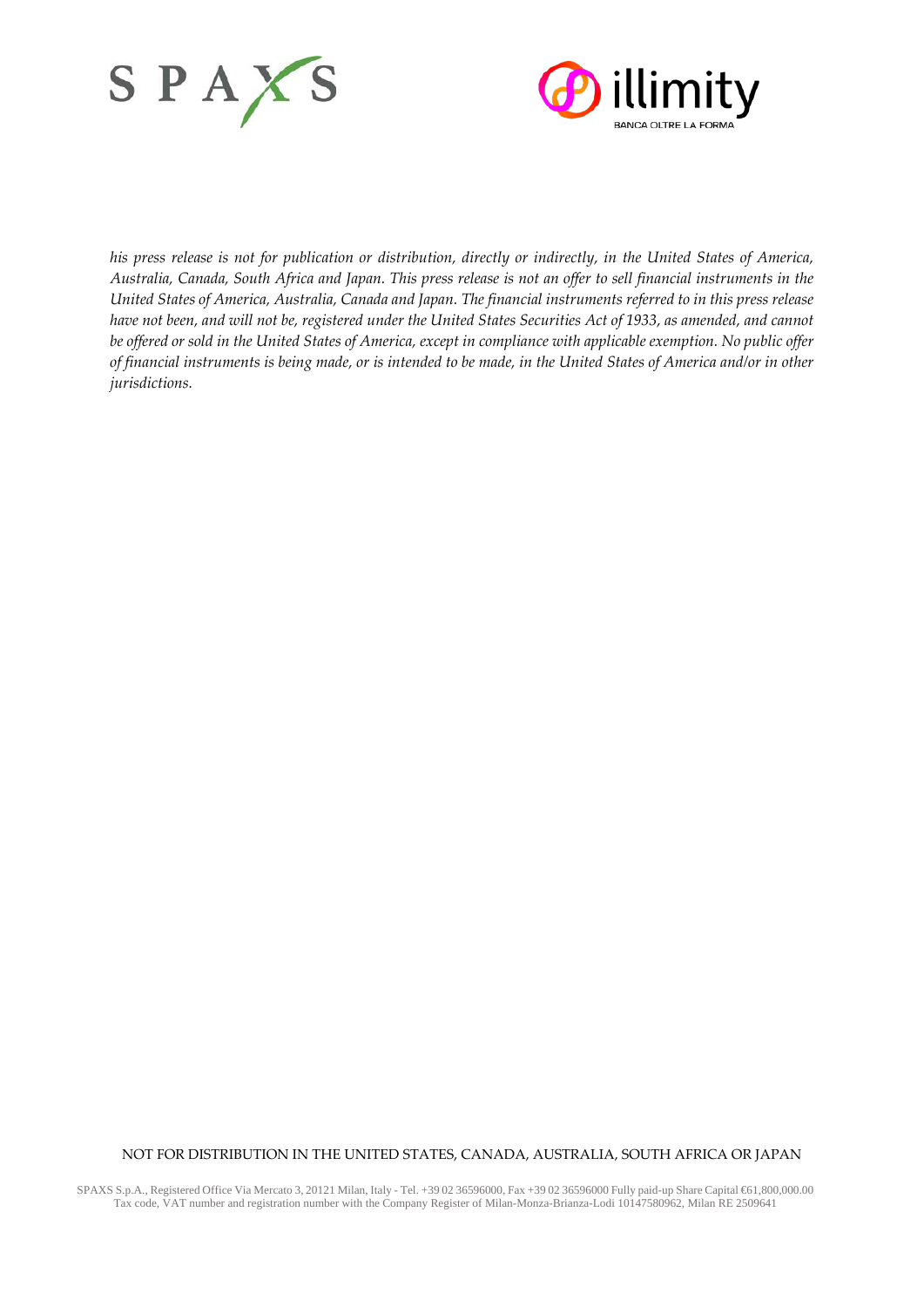*his press release is not for publication or distribution, directly or indirectly, in the United States of America, Australia, Canada, South Africa and Japan. This press release is not an offer to sell financial instruments in the United States of America, Australia, Canada and Japan. The financial instruments referred to in this press release have not been, and will not be, registered under the United States Securities Act of 1933, as amended, and cannot be offered or sold in the United States of America, except in compliance with applicable exemption. No public offer of financial instruments is being made, or is intended to be made, in the United States of America and/or in other jurisdictions.*